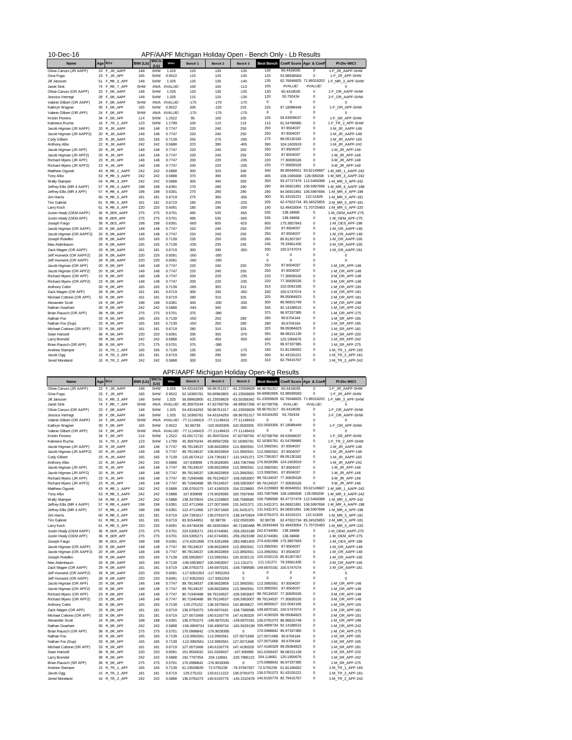10-Dec-16

# APF/AAPF Michigan Holiday Open - Bench Only - Lb Results

| Name | Age | Div | BWt (Lb) | WtCls (Lb) | Wilks | Bench 1 | Bench 2 | Bench 3 | Best Bench | Coeff Score | Age & Coeff | Pl-Div-WtCl |
|---|---|---|---|---|---|---|---|---|---|---|---|---|
| Olivia Caruso (JR AAPF) | 23 | F_JR_AAPF | 148 | SHW | 1.025 | 120 | 130 | -135 | 130 | 60.4418035 | 0 | 1-F_JR_AAPF-SHW |
| Gina Fuga | 23 | F_JR_APF | 165 | SHW | 0.9522 | 115 | 125 | -135 | 125 | 53.98938583 | 0 | 1-F_JR_APF-SHW |
| Jill Janssen | 51 | F_MR_3_APF | 148 | SHW | 1.025 | 125 | 135 | -140 | 135 | 62.76648825 | 71.99316202 | 1-F_MR_3_APF-SHW |
| Janet Sink | 74 | F_MR_7_APF | SHW | #N/A | #VALUE! | 100 | 105 | -110 | 105 | #VALUE! | #VALUE! | 0 |
| Olivia Caruso (OR AAPF) | 23 | F_OR_AAPF | 148 | SHW | 1.025 | 120 | 130 | -135 | 130 | 60.4418035 | 0 | 1-F_OR_AAPF-SHW |
| Jessica Vertregt | 28 | F_OR_AAPF | 148 | SHW | 1.025 | 115 | 120 | -130 | 120 | 55.792434 | 0 | 2-F_OR_AAPF-SHW |
| Valerie Glibert (OR AAPF) | 24 | F_OR_AAPF | SHW | #N/A | #VALUE! | -170 | -170 | -170 | 0 | 0 | 0 | 0 |
| Kathryn Wagner | 30 | F_OR_APF | 165 | SHW | 0.9522 | 205 | -225 | 225 | 225 | 97.18089449 | 0 | 1-F_OR_APF-SHW |
| Valerie Glibert (OR APF) | 24 | F_OR_APF | SHW | #N/A | #VALUE! | -170 | -170 | -170 | 0 | 0 | 0 | 0 |
| Kristin Floreno | 34 | F_SR_APF | 114 | SHW | 1.2522 | 95 | 100 | 105 | 105 | 59.63939037 | 0 | 1-F_SR_APF-SHW |
| Katreece Rucha | 16 | F_TR_2_APF | 123 | SHW | 1.1799 | 100 | 110 | 115 | 115 | 61.54789985 | 0 | 1-F_TR_2_APF-SHW |
| Jacob Higman (JR AAPF) | 20 | M_JR_AAPF | 148 | 148 | 0.7747 | 220 | 240 | 250 | 250 | 87.8504037 | 0 | 1-M_JR_AAPF-148 |
| Jacob Higman (JR AAPF2) | 20 | M_JR_AAPF | 148 | 148 | 0.7747 | 220 | 240 | 250 | 250 | 87.8504037 | 0 | 1-M_JR_AAPF-148 |
| Cody Gilbert | 23 | M_JR_AAPF | 165 | 165 | 0.7139 | 255 | 275 | -290 | 275 | 89.05130182 | 0 | 1-M_JR_AAPF-165 |
| Anthony Albo | 22 | M_JR_AAPF | 242 | 242 | 0.5888 | 370 | 390 | -405 | 390 | 104.1603919 | 0 | 1-M_JR_AAPF-242 |
| Jacob Higman (JR APF) | 20 | M_JR_APF | 148 | 148 | 0.7747 | 220 | 240 | 250 | 250 | 87.8504037 | 0 | 1-M_JR_APF-148 |
| Jacob Higman (JR APF2) | 20 | M_JR_APF | 148 | 148 | 0.7747 | 220 | 240 | 250 | 250 | 87.8504037 | 0 | 1-M_JR_APF-148 |
| Richard Myers (JR APF) | 23 | M_JR_APF | 148 | 148 | 0.7747 | 200 | 220 | -235 | 220 | 77.30835526 | 0 | 3-M_JR_APF-148 |
| Richard Myers (JR APF2) | 23 | M_JR_APF | 148 | 148 | 0.7747 | 200 | 220 | -235 | 220 | 77.30835526 | 0 | 3-M_JR_APF-148 |
| Matthew Ogurek | 43 | M_MR_1_AAPF | 242 | 242 | 0.5888 | 300 | 325 | 340 | 340 | 90.80649551 | 93.62149687 | 1-M_MR_1_AAPF-242 |
| Tony Albo | 53 | M_MR_3_AAPF | 242 | 242 | 0.5888 | 370 | 390 | 405 | 405 | 108.1665608 | 128.069208 | 1-M_MR_3_AAPF-242 |
| Wally Stamper | 54 | M_MR_3_APF | 242 | 242 | 0.5888 | 305 | 340 | 350 | 350 | 93.47727479 | 112.5466388 | 1-M_MR_3_APF-242 |
| Jeffrey Ellis (MR 4 AAPF) | 57 | M_MR_4_AAPF | 198 | 198 | 0.6391 | 270 | 280 | 290 | 290 | 84.06921891 | 106.5997696 | 1-M_MR_4_AAPF-198 |
| Jeffrey Ellis (MR 4 APF) | 57 | M_MR_4_APF | 198 | 198 | 0.6391 | 270 | 280 | 290 | 290 | 84.06921891 | 106.5997696 | 1-M_MR_4_APF-198 |
| Jim Harris | 60 | M_MR_5_APF | 181 | 181 | 0.6719 | 275 | 300 | -305 | 300 | 91.43155221 | 122.51828 | 1-M_MR_5_APF-181 |
| Tim Gabriel | 61 | M_MR_5_APF | 181 | 181 | 0.6719 | 185 | 205 | -225 | 205 | 62.47822734 | 85.34525855 | 2-M_MR_5_APF-181 |
| Larry Koch | 61 | M_MR_5_APF | 220 | 220 | 0.6091 | 180 | 190 | -200 | 190 | 52.49433004 | 71.70725483 | 1-M_MR_5_APF-220 |
| Justin Healy (OEM AAPF) | 36 | M_OEM_AAPF | 275 | 275 | 0.5701 | 495 | 535 | -565 | 535 | 138.34868 | 0 | 1-M_OEM_AAPF-275 |
| Justin Healy (OEM APF) | 36 | M_OEM_APF | 275 | 275 | 0.5701 | 495 | 535 | -565 | 535 | 138.34868 | 0 | 1-M_OEM_APF-275 |
| Joseph Fargo | 38 | M_OES_APF | 198 | 198 | 0.6391 | -605 | 605 | -625 | 605 | 175.3857843 | 0 | 1-M_OES_APF-198 |
| Jacob Higman (OR AAPF) | 20 | M_OR_AAPF | 148 | 148 | 0.7747 | 220 | 240 | 250 | 250 | 87.8504037 | 0 | 1-M_OR_AAPF-148 |
| Jacob Higman (OR AAPF2) | 20 | M_OR_AAPF | 148 | 148 | 0.7747 | 220 | 240 | 250 | 250 | 87.8504037 | 0 | 1-M_OR_AAPF-148 |
| Joseph Rotellini | 29 | M_OR_AAPF | 165 | 165 | 0.7139 | 235 | 250 | 265 | 265 | 85.81307267 | 0 | 1-M_OR_AAPF-165 |
| Max Aldenbaum | 26 | M_OR_AAPF | 165 | 165 | 0.7139 | -235 | 235 | 245 | 245 | 79.33661435 | 0 | 2-M_OR_AAPF-165 |
| Zack Magen (OR AAPF) | 29 | M_OR_AAPF | 181 | 181 | 0.6719 | 300 | 330 | -350 | 330 | 100.5747074 | 0 | 1-M_OR_AAPF-181 |
| Jeff Hunwick (OR AAPF2) | 28 | M_OR_AAPF | 220 | 220 | 0.6091 | -260 | -260 | | 0 | 0 | 0 | 0 |
| Jeff Hunwick (OR AAPF) | 28 | M_OR_AAPF | 220 | 220 | 0.6091 | -260 | -260 | | 0 | 0 | 0 | 0 |
| Jacob Higman (OR APF) | 20 | M_OR_APF | 148 | 148 | 0.7747 | 220 | 240 | 250 | 250 | 87.8504037 | 0 | 1-M_OR_APF-148 |
| Jacob Higman (OR APF2) | 20 | M_OR_APF | 148 | 148 | 0.7747 | 220 | 240 | 250 | 250 | 87.8504037 | 0 | 1-M_OR_APF-148 |
| Richard Myers (OR APF) | 23 | M_OR_APF | 148 | 148 | 0.7747 | 200 | 220 | -235 | 220 | 77.30835526 | 0 | 3-M_OR_APF-148 |
| Richard Myers (OR APF2) | 23 | M_OR_APF | 148 | 148 | 0.7747 | 200 | 220 | -235 | 220 | 77.30835526 | 0 | 3-M_OR_APF-148 |
| Anthony Celini | 30 | M_OR_APF | 165 | 165 | 0.7139 | -285 | 305 | 315 | 315 | 102.0042185 | 0 | 1-M_OR_APF-165 |
| Zack Magen (OR APF) | 29 | M_OR_APF | 181 | 181 | 0.6719 | 300 | 330 | -350 | 330 | 100.5747074 | 0 | 1-M_OR_APF-181 |
| Michael Cottone (OR APF) | 33 | M_OR_APF | 181 | 181 | 0.6719 | 280 | 310 | 325 | 325 | 99.05084823 | 0 | 2-M_OR_APF-181 |
| Alexander Scott | 24 | M_OR_APF | 198 | 198 | 0.6391 | 300 | -330 | -330 | 300 | 86.96815749 | 0 | 1-M_OR_APF-198 |
| Nathan Gearhart | 30 | M_OR_APF | 242 | 242 | 0.5888 | -345 | 345 | -365 | 345 | 92.14188515 | 0 | 1-M_OR_APF-242 |
| Brian Rausch (OR APF) | 38 | M_OR_APF | 275 | 275 | 0.5701 | 375 | -390 | | 375 | 96.97337385 | 0 | 1-M_OR_APF-275 |
| Nathan Fox | 33 | M_SR_APF | 165 | 165 | 0.7139 | -250 | 250 | 280 | 280 | 90.6704164 | 0 | 1-M_SR_APF-165 |
| Nathan Fox (Dup) | 33 | M_SR_APF | 165 | 165 | 0.7139 | -250 | 250 | 280 | 280 | 90.6704164 | 0 | 1-M_SR_APF-165 |
| Michael Cottone (SR APF) | 33 | M_SR_APF | 181 | 181 | 0.6719 | 280 | 310 | 325 | 325 | 99.05084823 | 0 | 1-M_SR_APF-181 |
| Sean Hartzell | 36 | M_SR_APF | 220 | 220 | 0.6091 | 335 | 355 | -370 | 355 | 98.08151139 | 0 | 1-M_SR_APF-220 |
| Larry Brendel | 39 | M_SR_APF | 242 | 242 | 0.5888 | 425 | 450 | -500 | 450 | 120.1850676 | 0 | 1-M_SR_APF-242 |
| Brian Rausch (SR APF) | 38 | M_SR_APF | 275 | 275 | 0.5701 | 375 | -390 | | 375 | 96.97337385 | 0 | 1-M_SR_APF-275 |
| Andrew Stamper | 15 | M_TR_1_APF | 165 | 165 | 0.7139 | 135 | 160 | -175 | 160 | 51.81166652 | 0 | 1-M_TR_1_APF-165 |
| Jacob Ogg | 15 | M_TR_2_APF | 181 | 181 | 0.6719 | 285 | 295 | 300 | 300 | 91.43155221 | 0 | 1-M_TR_2_APF-181 |
| Jered Moreland | 16 | M_TR_2_APF | 242 | 242 | 0.5888 | 300 | 310 | -320 | 310 | 82.79415767 | 0 | 1-M_TR_2_APF-242 |

# APF/AAPF Michigan Holiday Open-Kg Results

| Name | Age | Div | BWt (Lb) | WtCls (Lb) | Wilks | Bench 1 | Bench 2 | Bench 3 | Best Bench | Coeff Score | Age & Coeff | Pl-Div-WtCl |
|---|---|---|---|---|---|---|---|---|---|---|---|---|
| Olivia Caruso (JR AAPF) | 23 | F_JR_AAPF | 148 | SHW | 1.025 | 54.43164293 | 58.96761317 | -61.23559829 | 58.96761317 | 60.4418035 | 0 | 1-F_JR_AAPF-SHW |
| Gina Fuga | 23 | F_JR_APF | 165 | SHW | 0.9522 | 52.16365781 | 56.69962805 | -61.23559829 | 56.69962805 | 53.98938583 | 0 | 1-F_JR_APF-SHW |
| Jill Janssen | 51 | F_MR_3_APF | 148 | SHW | 1.025 | 56.69962805 | 61.23559829 | -63.50358342 | 61.23559829 | 62.76648825 | 71.99316202 | 1-F_MR_3_APF-SHW |
| Janet Sink | 74 | F_MR_7_APF | SHW | #N/A | #VALUE! | 45.35970244 | 47.62768756 | -49.89567268 | 47.62768756 | #VALUE! | #VALUE! | 0 |
| Olivia Caruso (OR AAPF) | 23 | F_OR_AAPF | 148 | SHW | 1.025 | 54.43164293 | 58.96761317 | -61.23559829 | 58.96761317 | 60.4418035 | 0 | 1-F_OR_AAPF-SHW |
| Jessica Vertregt | 28 | F_OR_AAPF | 148 | SHW | 1.025 | 52.16365781 | 54.43164293 | -58.96761317 | 54.43164293 | 55.792434 | 0 | 2-F_OR_AAPF-SHW |
| Valerie Glibert (OR AAPF) | 24 | F_OR_AAPF | SHW | #N/A | #VALUE! | -77.11149415 | -77.11149415 | -77.11149415 | 0 | 0 | 0 | 0 |
| Kathryn Wagner | 30 | F_OR_APF | 165 | SHW | 0.9522 | 92.98739 | -102.0593305 | 102.0593305 | 102.0593305 | 97.18089449 | 0 | 1-F_OR_APF-SHW |
| Valerie Glibert (OR APF) | 24 | F_OR_APF | SHW | #N/A | #VALUE! | -77.11149415 | -77.11149415 | -77.11149415 | 0 | 0 | 0 | 0 |
| Kristin Floreno | 34 | F_SR_APF | 114 | SHW | 1.2522 | 43.09171732 | 45.35970244 | 47.62768756 | 47.62768756 | 59.63939037 | 0 | 1-F_SR_APF-SHW |
| Katreece Rucha | 16 | F_TR_2_APF | 123 | SHW | 1.1799 | 45.35970244 | 49.89567268 | 52.16365781 | 52.16365781 | 61.54789985 | 0 | 1-F_TR_2_APF-SHW |
| Jacob Higman (JR AAPF) | 20 | M_JR_AAPF | 148 | 148 | 0.7747 | 99.79134537 | 108.8632859 | 113.3992561 | 113.3992561 | 87.8504037 | 0 | 1-M_JR_AAPF-148 |
| Jacob Higman (JR AAPF2) | 20 | M_JR_AAPF | 148 | 148 | 0.7747 | 99.79134537 | 108.8632859 | 113.3992561 | 113.3992561 | 87.8504037 | 0 | 1-M_JR_AAPF-148 |
| Cody Gilbert | 23 | M_JR_AAPF | 165 | 165 | 0.7139 | 115.6672412 | 124.7391817 | -131.5431371 | 124.7391817 | 89.05130182 | 0 | 1-M_JR_AAPF-165 |
| Anthony Albo | 22 | M_JR_AAPF | 242 | 242 | 0.5888 | 167.830899 | 176.9028395 | -183.7067949 | 176.9028395 | 104.1603919 | 0 | 1-M_JR_AAPF-242 |
| Jacob Higman (JR APF) | 20 | M_JR_APF | 148 | 148 | 0.7747 | 99.79134537 | 108.8632859 | 113.3992561 | 113.3992561 | 87.8504037 | 0 | 1-M_JR_APF-148 |
| Jacob Higman (JR APF2) | 20 | M_JR_APF | 148 | 148 | 0.7747 | 99.79134537 | 108.8632859 | 113.3992561 | 113.3992561 | 87.8504037 | 0 | 1-M_JR_APF-148 |
| Richard Myers (JR APF) | 23 | M_JR_APF | 148 | 148 | 0.7747 | 90.71940488 | 99.79134537 | -106.5953007 | 99.79134537 | 77.30835526 | 0 | 3-M_JR_APF-148 |
| Richard Myers (JR APF2) | 23 | M_JR_APF | 148 | 148 | 0.7747 | 90.71940488 | 99.79134537 | -106.5953007 | 99.79134537 | 77.30835526 | 0 | 3-M_JR_APF-148 |
| Matthew Ogurek | 43 | M_MR_1_AAPF | 242 | 242 | 0.5888 | 136.0791073 | 147.4190329 | 154.2229883 | 154.2229883 | 90.80649551 | 93.62149687 | 1-M_MR_1_AAPF-242 |
| Tony Albo | 53 | M_MR_3_AAPF | 242 | 242 | 0.5888 | 167.830899 | 176.9028395 | 183.7067949 | 183.7067949 | 108.1665608 | 128.069208 | 1-M_MR_3_AAPF-242 |
| Wally Stamper | 54 | M_MR_3_APF | 242 | 242 | 0.5888 | 138.3470924 | 154.2229883 | 158.7589585 | 158.7589585 | 93.47727479 | 112.5466388 | 1-M_MR_3_APF-242 |
| Jeffrey Ellis (MR 4 AAPF) | 57 | M_MR_4_AAPF | 198 | 198 | 0.6391 | 122.4711966 | 127.0071668 | 131.5431371 | 131.5431371 | 84.06921891 | 106.5997696 | 1-M_MR_4_AAPF-198 |
| Jeffrey Ellis (MR 4 APF) | 57 | M_MR_4_APF | 198 | 198 | 0.6391 | 122.4711966 | 127.0071668 | 131.5431371 | 131.5431371 | 84.06921891 | 106.5997696 | 1-M_MR_4_APF-198 |
| Jim Harris | 60 | M_MR_5_APF | 181 | 181 | 0.6719 | 124.7391817 | 136.0791073 | -138.3470924 | 136.0791073 | 91.43155221 | 122.51828 | 1-M_MR_5_APF-181 |
| Tim Gabriel | 61 | M_MR_5_APF | 181 | 181 | 0.6719 | 83.91544951 | 92.98739 | -102.0593305 | 92.98739 | 62.47822734 | 85.34525855 | 2-M_MR_5_APF-181 |
| Larry Koch | 61 | M_MR_5_APF | 220 | 220 | 0.6091 | 81.64746439 | 86.18343464 | -90.71940488 | 86.18343464 | 52.49433004 | 71.70725483 | 1-M_MR_5_APF-220 |
| Justin Healy (OEM AAPF) | 36 | M_OEM_AAPF | 275 | 275 | 0.5701 | 224.5305271 | 242.6744081 | -256.2823188 | 242.6744081 | 138.34868 | 0 | 1-M_OEM_AAPF-275 |
| Justin Healy (OEM APF) | 36 | M_OEM_APF | 275 | 275 | 0.5701 | 224.5305271 | 242.6744081 | -256.2823188 | 242.6744081 | 138.34868 | 0 | 1-M_OEM_APF-275 |
| Joseph Fargo | 38 | M_OES_APF | 198 | 198 | 0.6391 | -274.4261998 | 274.4261998 | -283.4981403 | 274.4261998 | 175.3857843 | 0 | 1-M_OES_APF-198 |
| Jacob Higman (OR AAPF) | 20 | M_OR_AAPF | 148 | 148 | 0.7747 | 99.79134537 | 108.8632859 | 113.3992561 | 113.3992561 | 87.8504037 | 0 | 1-M_OR_AAPF-148 |
| Jacob Higman (OR AAPF2) | 20 | M_OR_AAPF | 148 | 148 | 0.7747 | 99.79134537 | 108.8632859 | 113.3992561 | 113.3992561 | 87.8504037 | 0 | 1-M_OR_AAPF-148 |
| Joseph Rotellini | 29 | M_OR_AAPF | 165 | 165 | 0.7139 | 106.5953007 | 113.3992561 | 120.2032115 | 120.2032115 | 85.81307267 | 0 | 1-M_OR_AAPF-165 |
| Max Aldenbaum | 26 | M_OR_AAPF | 165 | 165 | 0.7139 | -106.5953007 | 106.5953007 | 111.131271 | 111.131271 | 79.33661435 | 0 | 2-M_OR_AAPF-165 |
| Zack Magen (OR AAPF) | 29 | M_OR_AAPF | 181 | 181 | 0.6719 | 136.0791073 | 149.6870181 | -158.7589585 | 149.6870181 | 100.5747074 | 0 | 1-M_OR_AAPF-181 |
| Jeff Hunwick (OR AAPF2) | 28 | M_OR_AAPF | 220 | 220 | 0.6091 | -117.9352263 | -117.9352263 | 0 | 0 | 0 | 0 | 0 |
| Jeff Hunwick (OR AAPF) | 28 | M_OR_AAPF | 220 | 220 | 0.6091 | -117.9352263 | -117.9352263 | 0 | 0 | 0 | 0 | 0 |
| Jacob Higman (OR APF) | 20 | M_OR_APF | 148 | 148 | 0.7747 | 99.79134537 | 108.8632859 | 113.3992561 | 113.3992561 | 87.8504037 | 0 | 1-M_OR_APF-148 |
| Jacob Higman (OR APF2) | 20 | M_OR_APF | 148 | 148 | 0.7747 | 99.79134537 | 108.8632859 | 113.3992561 | 113.3992561 | 87.8504037 | 0 | 1-M_OR_APF-148 |
| Richard Myers (OR APF) | 23 | M_OR_APF | 148 | 148 | 0.7747 | 90.71940488 | 99.79134537 | -106.5953007 | 99.79134537 | 77.30835526 | 0 | 3-M_OR_APF-148 |
| Richard Myers (OR APF2) | 23 | M_OR_APF | 148 | 148 | 0.7747 | 90.71940488 | 99.79134537 | -106.5953007 | 99.79134537 | 77.30835526 | 0 | 3-M_OR_APF-148 |
| Anthony Celini | 30 | M_OR_APF | 165 | 165 | 0.7139 | -129.275152 | 138.3470924 | 142.8830627 | 142.8830627 | 102.0042185 | 0 | 1-M_OR_APF-165 |
| Zack Magen (OR APF) | 29 | M_OR_APF | 181 | 181 | 0.6719 | 136.0791073 | 149.6870181 | -158.7589585 | 149.6870181 | 100.5747074 | 0 | 1-M_OR_APF-181 |
| Michael Cottone (OR APF) | 33 | M_OR_APF | 181 | 181 | 0.6719 | 127.0071668 | 140.6150776 | 147.4190329 | 147.4190329 | 99.05084823 | 0 | 2-M_OR_APF-181 |
| Alexander Scott | 24 | M_OR_APF | 198 | 198 | 0.6391 | 136.0791073 | -149.6870181 | -149.6870181 | 136.0791073 | 86.96815749 | 0 | 1-M_OR_APF-198 |
| Nathan Gearhart | 30 | M_OR_APF | 242 | 242 | 0.5888 | -156.4909734 | 156.4909734 | -165.5629139 | 156.4909734 | 92.14188515 | 0 | 1-M_OR_APF-242 |
| Brian Rausch (OR APF) | 38 | M_OR_APF | 275 | 275 | 0.5701 | 170.0988842 | -176.9028395 | 0 | 170.0988842 | 96.97337385 | 0 | 1-M_OR_APF-275 |
| Nathan Fox | 33 | M_SR_APF | 165 | 165 | 0.7139 | -113.3992561 | 113.3992561 | 127.0071668 | 127.0071668 | 90.6704164 | 0 | 1-M_SR_APF-165 |
| Nathan Fox (Dup) | 33 | M_SR_APF | 165 | 165 | 0.7139 | -113.3992561 | 113.3992561 | 127.0071668 | 127.0071668 | 90.6704164 | 0 | 1-M_SR_APF-165 |
| Michael Cottone (SR APF) | 33 | M_SR_APF | 181 | 181 | 0.6719 | 127.0071668 | 140.6150776 | 147.4190329 | 147.4190329 | 99.05084823 | 0 | 1-M_SR_APF-181 |
| Sean Hartzell | 36 | M_SR_APF | 220 | 220 | 0.6091 | 151.9550032 | 161.0269437 | -167.830899 | 161.0269437 | 98.08151139 | 0 | 1-M_SR_APF-220 |
| Larry Brendel | 39 | M_SR_APF | 242 | 242 | 0.5888 | 192.7787354 | 204.118661 | -226.7985122 | 204.118661 | 120.1850676 | 0 | 1-M_SR_APF-242 |
| Brian Rausch (SR APF) | 38 | M_SR_APF | 275 | 275 | 0.5701 | 170.0988842 | -176.9028395 | 0 | 170.0988842 | 96.97337385 | 0 | 1-M_SR_APF-275 |
| Andrew Stamper | 15 | M_TR_1_APF | 165 | 165 | 0.7139 | 61.23559829 | 72.5755239 | -79.37947927 | 72.5755239 | 51.81166652 | 0 | 1-M_TR_1_APF-165 |
| Jacob Ogg | 15 | M_TR_2_APF | 181 | 181 | 0.6719 | 129.275152 | 133.8111222 | 136.0791073 | 136.0791073 | 91.43155221 | 0 | 1-M_TR_2_APF-181 |
| Jered Moreland | 16 | M_TR_2_APF | 242 | 242 | 0.5888 | 136.0791073 | 140.6150776 | -145.1510478 | 140.6150776 | 82.79415767 | 0 | 1-M_TR_2_APF-242 |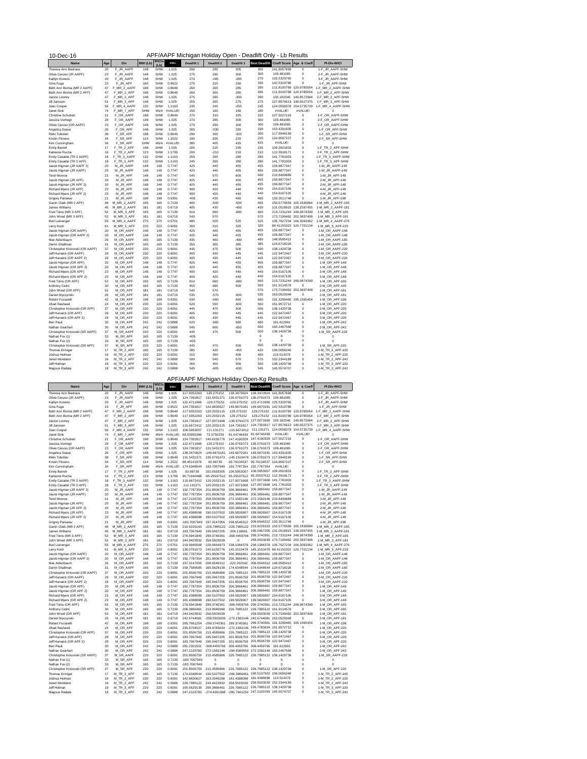10-Dec-16

# APF/AAPF Michigan Holiday Open - Deadlift Only - Lb Results

| Name | Age | Div | BWt (Lb) | WtCls (Lb) | Wilks | Deadlift 1 | Deadlift 2 | Deadlift 3 | Best Deadlift | Coeff Score | Age & Coeff | Pl-Div-WtCl |
|---|---|---|---|---|---|---|---|---|---|---|---|---|
| Theresa Ann Bashara | 20 | F_JR_AAPF | 148 | SHW | 1.025 | 260 | 285 | 305 | 305 | 141.8057698 | 0 | 1-F_JR_AAPF-SHW |
| Olivia Caruso (JR AAPF) | 23 | F_JR_AAPF | 148 | SHW | 1.025 | 275 | 290 | 300 | 300 | 139.481085 | 0 | 2-F_JR_AAPF-SHW |
| Kaitlyn Konecki | 20 | F_JR_AAPF | 148 | SHW | 1.025 | 270 | -285 | -285 | 270 | 125.5329765 | 0 | 3-F_JR_AAPF-SHW |
| Gina Fuga | 23 | F_JR_APF | 165 | SHW | 0.9522 | 275 | 315 | 330 | 330 | 142.5319786 | 0 | 1-F_JR_APF-SHW |
| Beth Ann Bomia (MR 2 AAPF) | 47 | F_MR_2_AAPF | 198 | SHW | 0.8649 | 260 | 265 | 285 | 285 | 111.8100789 | 120.9785054 | 1-F_MR_2_AAPF-SHW |
| Beth Ann Bomia (MR 2 APF) | 47 | F_MR_2_APF | 198 | SHW | 0.8649 | 260 | 265 | 285 | 285 | 111.8100789 | 120.9785054 | 1-F_MR_2_APF-SHW |
| Janice Looney | 47 | F_MR_2_APF | 148 | SHW | 1.025 | 275 | 280 | -300 | 280 | 130.182346 | 140.8572984 | 2-F_MR_2_APF-SHW |
| Jill Janssen | 51 | F_MR_3_APF | 148 | SHW | 1.025 | 255 | 265 | 275 | 275 | 127.8576613 | 146.6527375 | 1-F_MR_3_APF-SHW |
| Joan Cooper | 56 | F_MR_4_AAPF | 132 | SHW | 1.1163 | 235 | 245 | -255 | 245 | 124.0558378 | 154.5735739 | 1-F_MR_4_AAPF-SHW |
| Janet Sink | 74 | F_MR_7_APF | SHW | #N/A | #VALUE! | 150 | 160 | 180 | 180 | #VALUE! | #VALUE! | 0 |
| Christine Schubert | 21 | F_OR_AAPF | 198 | SHW | 0.8649 | 275 | 310 | 325 | 325 | 127.5027216 | 0 | 1-F_OR_AAPF-SHW |
| Jessica Vertregt | 28 | F_OR_AAPF | 148 | SHW | 1.025 | 270 | 285 | 300 | 300 | 139.481085 | 0 | 2-F_OR_AAPF-SHW |
| Olivia Caruso (OR AAPF) | 23 | F_OR_AAPF | 148 | SHW | 1.025 | 275 | 290 | 300 | 300 | 139.481085 | 0 | 2-F_OR_AAPF-SHW |
| Angelica Soave | 26 | F_OR_APF | 148 | SHW | 1.025 | 305 | -330 | 330 | 330 | 153.4291935 | 0 | 1-F_OR_APF-SHW |
| Rikki Toboloski | 38 | F_SR_APF | 198 | SHW | 0.8649 | 290 | 300 | -320 | 300 | 117.6948199 | 0 | 1-F_SR_APF-SHW |
| Kristin Floreno | 34 | F_SR_APF | 114 | SHW | 1.2522 | 195 | 205 | 220 | 220 | 124.9587227 | 0 | 2-F_SR_APF-SHW |
| Kim Cunningham | 34 | F_SR_APF | SHW | #N/A | #VALUE! | 385 | 405 | 425 | 425 | #VALUE! | 0 | 0 |
| Emily Barrett | 17 | F_TR_2_APF | 148 | SHW | 1.025 | 205 | 225 | 235 | 235 | 109.2601833 | 0 | 1-F_TR_2_APF-SHW |
| Katreece Rucha | 16 | F_TR_2_APF | 123 | SHW | 1.1799 | 200 | -210 | 210 | 210 | 112.3918171 | 0 | 2-F_TR_2_APF-SHW |
| Emily Casadei (TR 3 AAPF) | 18 | F_TR_3_AAPF | 132 | SHW | 1.1163 | 255 | 265 | 280 | 280 | 141.7781003 | 0 | 1-F_TR_3_AAPF-SHW |
| Emily Casadei (TR 3 APF) | 18 | F_TR_3_APF | 132 | SHW | 1.1163 | 245 | 265 | 280 | 280 | 141.7781003 | 0 | 1-F_TR_3_APF-SHW |
| Jacob Higman (JR AAPF 2) | 20 | M_JR_AAPF | 148 | 148 | 0.7747 | 425 | 445 | 455 | 455 | 159.8877347 | 0 | 1-M_JR_AAPF-148 |
| Jacob Higman (JR AAPF) | 20 | M_JR_AAPF | 148 | 148 | 0.7747 | 425 | 445 | 455 | 455 | 159.8877347 | 0 | 1-M_JR_AAPF-148 |
| Terel Monroe | 21 | M_JR_APF | 148 | 148 | 0.7747 | 545 | 570 | 600 | 600 | 210.8409689 | 0 | 1-M_JR_APF-148 |
| Jacob Higman (JR APF) | 20 | M_JR_APF | 148 | 148 | 0.7747 | 425 | 445 | 455 | 455 | 159.8877347 | 0 | 2-M_JR_APF-148 |
| Jacob Higman (JR APF 2) | 20 | M_JR_APF | 148 | 148 | 0.7747 | 425 | 445 | 455 | 455 | 159.8877347 | 0 | 2-M_JR_APF-148 |
| Richard Myers (JR APF) | 23 | M_JR_APF | 148 | 148 | 0.7747 | 400 | 420 | 440 | 440 | 154.6167105 | 0 | 4-M_JR_APF-148 |
| Richard Myers (JR APF 2) | 23 | M_JR_APF | 148 | 148 | 0.7747 | 400 | 420 | 440 | 440 | 154.6167105 | 0 | 4-M_JR_APF-148 |
| Grigory Panseev | 21 | M_JR_APF | 198 | 198 | 0.6391 | -405 | 435 | 460 | 460 | 133.3511748 | 0 | 1-M_JR_APF-198 |
| Garrin Clark (MR 2 AAPF) | 48 | M_MR_2_AAPF | 165 | 165 | 0.7139 | 465 | -500 | -500 | 465 | 150.5776558 | 165.1836884 | 1-M_MR_2_AAPF-165 |
| James Williams | 45 | M_MR_2_AAPF | 181 | 181 | 0.6719 | 405 | 430 | -450 | 430 | 131.0518915 | 138.2597455 | 1-M_MR_2_AAPF-181 |
| Fred Toins (MR 3 APF) | 52 | M_MR_3_APF | 165 | 165 | 0.7139 | 610 | 660 | -680 | 660 | 213.7231244 | 248.9874399 | 1-M_MR_3_APF-165 |
| John Wood (MR 3 APF) | 52 | M_MR_3_APF | 181 | 181 | 0.6719 | 540 | 570 | | 570 | 173.7199492 | 202.3837408 | 1-M_MR_3_APF-181 |
| Bud Leinenger | 55 | M_MR_4_AAPF | 275 | 275 | 0.5701 | 485 | 505 | 525 | 525 | 135.7627234 | 166.3093362 | 1-M_MR_4_AAPF-275 |
| Larry Koch | 61 | M_MR_5_APF | 220 | 220 | 0.6091 | 300 | 310 | 320 | 320 | 88.41150322 | 120.7701134 | 1-M_MR_5_APF-220 |
| Jacob Higman (OR AAPF) | 20 | M_OR_AAPF | 148 | 148 | 0.7747 | 425 | 445 | 455 | 455 | 159.8877347 | 0 | 1-M_OR_AAPF-148 |
| Jacob Higman (OR AAPF 2) | 20 | M_OR_AAPF | 148 | 148 | 0.7747 | 425 | 445 | 455 | 455 | 159.8877347 | 0 | 1-M_OR_AAPF-148 |
| Max Aldenbaum | 26 | M_OR_AAPF | 165 | 165 | 0.7139 | 435 | 460 | -490 | 460 | 148.9585412 | 0 | 1-M_OR_AAPF-165 |
| Darrin Shallman | 31 | M_OR_AAPF | 165 | 165 | 0.7139 | 350 | 365 | 385 | 385 | 124.6718226 | 0 | 2-M_OR_AAPF-165 |
| Christopher Kricovski (OR AAPF) | 37 | M_OR_AAPF | 220 | 220 | 0.6091 | 445 | 475 | 500 | 500 | 138.1429738 | 0 | 1-M_OR_AAPF-220 |
| Jeff Hunwick (OR AAPF) | 28 | M_OR_AAPF | 220 | 220 | 0.6091 | 405 | 430 | 445 | 445 | 122.9472467 | 0 | 2-M_OR_AAPF-220 |
| Jeff Hunwick (OR AAPF 2) | 28 | M_OR_AAPF | 220 | 220 | 0.6091 | 405 | 430 | 445 | 445 | 122.9472467 | 0 | 2-M_OR_AAPF-220 |
| Jacob Higman (OR APF) | 20 | M_OR_APF | 148 | 148 | 0.7747 | 425 | 445 | 455 | 455 | 159.8877347 | 0 | 1-M_OR_APF-148 |
| Jacob Higman (OR APF 2) | 20 | M_OR_APF | 148 | 148 | 0.7747 | 425 | 445 | 455 | 455 | 159.8877347 | 0 | 1-M_OR_APF-148 |
| Richard Myers (OR APF) | 23 | M_OR_APF | 148 | 148 | 0.7747 | 400 | 420 | 440 | 440 | 154.6167105 | 0 | 3-M_OR_APF-148 |
| Richard Myers (OR APF 2) | 23 | M_OR_APF | 148 | 148 | 0.7747 | 400 | 420 | 440 | 440 | 154.6167105 | 0 | 3-M_OR_APF-148 |
| Fred Toins (OR APF) | 52 | M_OR_APF | 165 | 165 | 0.7139 | 610 | 660 | -680 | 660 | 213.7231244 | 248.9874399 | 1-M_OR_APF-165 |
| Anthony Celini | 30 | M_OR_APF | 165 | 165 | 0.7139 | 455 | 485 | 500 | 500 | 161.9114579 | 0 | 2-M_OR_APF-165 |
| John Wood (OR APF) | 52 | M_OR_APF | 181 | 181 | 0.6719 | 540 | 570 | | 570 | 173.7199492 | 202.3837408 | 1-M_OR_APF-181 |
| Daniel Styczynski | 26 | M_OR_APF | 181 | 181 | 0.6719 | 535 | -570 | -600 | 535 | 163.0529348 | 0 | 2-M_OR_APF-181 |
| Robert Fuciarelli | 42 | M_OR_APF | 198 | 198 | 0.6391 | 630 | -660 | 660 | 660 | 191.3299465 | 195.1565454 | 1-M_OR_APF-198 |
| Jihad Rasheed | 24 | M_OR_APF | 220 | 220 | 0.6091 | 520 | 550 | -600 | 550 | 151.9572712 | 0 | 1-M_OR_APF-220 |
| Christopher Kricovski (OR APF) | 37 | M_OR_APF | 220 | 220 | 0.6091 | 445 | 475 | 500 | 500 | 138.1429738 | 0 | 2-M_OR_APF-220 |
| Jeff Hunwick (OR APF) | 28 | M_OR_APF | 220 | 220 | 0.6091 | 405 | 430 | 445 | 445 | 122.9472467 | 0 | 3-M_OR_APF-220 |
| Jeff Hunwick (OR APF 2) | 28 | M_OR_APF | 220 | 220 | 0.6091 | 405 | 430 | 445 | 445 | 122.9472467 | 0 | 3-M_OR_APF-220 |
| Ben Paull | 30 | M_OR_APF | 242 | 242 | 0.5888 | 620 | -680 | 680 | 680 | 181.612991 | 0 | 1-M_OR_APF-242 |
| Nathan Gearhart | 30 | M_OR_APF | 242 | 242 | 0.5888 | 545 | 600 | -650 | 600 | 160.2467568 | 0 | 2-M_OR_APF-242 |
| Christopher Kricovski (SR AAPF) | 37 | M_SR_AAPF | 220 | 220 | 0.6091 | 445 | 475 | 500 | 500 | 138.1429738 | 0 | 1-M_SR_AAPF-220 |
| Nathan Fox (1) | 33 | M_SR_APF | 165 | 165 | 0.7139 | -405 | | | 0 | 0 | 0 | 0 |
| Nathan Fox (2) | 33 | M_SR_APF | 165 | 165 | 0.7139 | -405 | | | 0 | 0 | 0 | 0 |
| Christopher Kricovski (SR APF) | 37 | M_SR_APF | 220 | 220 | 0.6091 | 445 | 475 | 500 | 500 | 138.1429738 | 0 | 1-M_SR_APF-220 |
| Thomas Ermiger | 17 | M_TR_2_APF | 165 | 165 | 0.7139 | 385 | 420 | -455 | 420 | 136.0056246 | 0 | 1-M_TR_2_APF-165 |
| Joshua Holman | 16 | M_TR_2_APF | 220 | 220 | 0.6091 | 315 | 360 | 400 | 400 | 110.514379 | 0 | 1-M_TR_2_APF-220 |
| Jered Moreland | 16 | M_TR_2_APF | 242 | 242 | 0.5888 | 500 | 540 | 570 | 570 | 152.2344189 | 0 | 1-M_TR_2_APF-242 |
| Jeff Holman | 19 | M_TR_3_APF | 220 | 220 | 0.6091 | 365 | 455 | 500 | 500 | 138.1429738 | 0 | 1-M_TR_3_APF-220 |
| Magnus Radala | 18 | M_TR_3_APF | 242 | 242 | 0.5888 | 545 | -605 | -630 | 545 | 145.5574707 | 0 | 1-M_TR_3_APF-242 |

# APF/AAPF Michigan Holiday Open-Kg Results

| Name | Age | Div | BWt (Lb) | WtCls (Lb) | Wilks | Deadlift 1 | Deadlift 2 | Deadlift 3 | Best Deadlift | Coeff Score | Age & Coeff | Pl-Div-WtCl |
|---|---|---|---|---|---|---|---|---|---|---|---|---|
| Theresa Ann Bashara | 20 | F_JR_AAPF | 148 | SHW | 1.025 | 117.9352283 | 129.275152 | 138.3470924 | 138.3470924 | 141.8057698 | 0 | 1-F_JR_AAPF-SHW |
| Olivia Caruso (JR AAPF) | 23 | F_JR_AAPF | 148 | SHW | 1.025 | 124.7391817 | 131.5431371 | 136.0791073 | 136.0791073 | 139.481085 | 0 | 2-F_JR_AAPF-SHW |
| Kaitlyn Konecki | 20 | F_JR_AAPF | 148 | SHW | 1.025 | 122.4711966 | -129.275152 | -129.275152 | 122.4711966 | 125.5329765 | 0 | 3-F_JR_AAPF-SHW |
| Gina Fuga | 23 | F_JR_APF | 165 | SHW | 0.9522 | 124.7391817 | 142.8830627 | 149.6870181 | 149.6870181 | 142.5319786 | 0 | 1-F_JR_APF-SHW |
| Beth Ann Bomia (MR 2 AAPF) | 47 | F_MR_2_AAPF | 198 | SHW | 0.8649 | 117.9352283 | 120.2032115 | 129.275152 | 129.275152 | 111.8100789 | 120.9785054 | 1-F_MR_2_AAPF-SHW |
| Beth Ann Bomia (MR 2 APF) | 47 | F_MR_2_APF | 198 | SHW | 0.8649 | 117.9352283 | 120.2032115 | 129.275152 | 129.275152 | 111.8100789 | 120.9785054 | 1-F_MR_2_APF-SHW |
| Janice Looney | 47 | F_MR_2_APF | 148 | SHW | 1.025 | 124.7391817 | 127.0071668 | -136.0791073 | 127.0071668 | 130.182346 | 140.8572984 | 2-F_MR_2_APF-SHW |
| Jill Janssen | 51 | F_MR_3_APF | 148 | SHW | 1.025 | 115.6672412 | 120.2032115 | 124.7391817 | 124.7391817 | 127.8576613 | 146.6527375 | 1-F_MR_3_APF-SHW |
| Joan Cooper | 56 | F_MR_4_AAPF | 132 | SHW | 1.1163 | 106.5953007 | 111.131271 | -115.6672412 | 111.131271 | 124.0558378 | 154.5735739 | 1-F_MR_4_AAPF-SHW |
| Janet Sink | 74 | F_MR_7_APF | SHW | #N/A | #VALUE! | 68.03955366 | 72.5755239 | 81.64746439 | 81.64746439 | #VALUE! | #VALUE! | 0 |
| Christine Schubert | 21 | F_OR_AAPF | 198 | SHW | 0.8649 | 124.7391817 | 140.6150776 | 147.4190329 | 147.4190329 | 127.5027216 | 0 | 1-F_OR_AAPF-SHW |
| Jessica Vertregt | 28 | F_OR_AAPF | 148 | SHW | 1.025 | 122.4711966 | 129.275152 | 136.0791073 | 136.0791073 | 139.481085 | 0 | 2-F_OR_AAPF-SHW |
| Olivia Caruso (OR AAPF) | 23 | F_OR_AAPF | 148 | SHW | 1.025 | 124.7391817 | 131.5431371 | 136.0791073 | 136.0791073 | 139.481085 | 0 | 2-F_OR_AAPF-SHW |
| Angelica Soave | 26 | F_OR_APF | 148 | SHW | 1.025 | 138.3470924 | -149.6870181 | 149.6870181 | 149.6870181 | 153.4291935 | 0 | 1-F_OR_APF-SHW |
| Rikki Toboloski | 38 | F_SR_APF | 198 | SHW | 0.8649 | 131.5431371 | 136.0791073 | -145.1510478 | 136.0791073 | 117.6948199 | 0 | 1-F_SR_APF-SHW |
| Kristin Floreno | 34 | F_SR_APF | 114 | SHW | 1.2522 | 88.45141976 | 92.98739 | 99.79134537 | 99.79134537 | 124.9587227 | 0 | 2-F_SR_APF-SHW |
| Kim Cunningham | 34 | F_SR_APF | SHW | #N/A | #VALUE! | 174.6348544 | 183.7067949 | 192.7787354 | 192.7787354 | #VALUE! | 0 | 0 |
| Emily Barrett | 17 | F_TR_2_APF | 148 | SHW | 1.025 | 92.98739 | 102.0593305 | 106.5953007 | 106.5953007 | 109.2601833 | 0 | 1-F_TR_2_APF-SHW |
| Katreece Rucha | 16 | F_TR_2_APF | 123 | SHW | 1.1799 | 90.71940488 | -95.25537512 | 95.25537512 | 95.25537512 | 112.3918171 | 0 | 2-F_TR_2_APF-SHW |
| Emily Casadei (TR 3 AAPF) | 18 | F_TR_3_AAPF | 132 | SHW | 1.1163 | 115.6672412 | 120.2032115 | 127.0071668 | 127.0071668 | 141.7781003 | 0 | 1-F_TR_3_AAPF-SHW |
| Emily Casadei (TR 3 APF) | 18 | F_TR_3_APF | 132 | SHW | 1.1163 | 111.131271 | 120.2032115 | 127.0071668 | 127.0071668 | 141.7781003 | 0 | 1-F_TR_3_APF-SHW |
| Jacob Higman (JR AAPF 2) | 20 | M_JR_AAPF | 148 | 148 | 0.7747 | 192.7787354 | 201.8506759 | 206.3866461 | 206.3866461 | 159.8877347 | 0 | 1-M_JR_AAPF-148 |
| Jacob Higman (JR AAPF) | 20 | M_JR_AAPF | 148 | 148 | 0.7747 | 192.7787354 | 201.8506759 | 206.3866461 | 206.3866461 | 159.8877347 | 0 | 1-M_JR_AAPF-148 |
| Terel Monroe | 21 | M_JR_APF | 148 | 148 | 0.7747 | 247.2103783 | 258.5503039 | 272.1582146 | 272.1582146 | 210.8409689 | 0 | 1-M_JR_APF-148 |
| Jacob Higman (JR APF) | 20 | M_JR_APF | 148 | 148 | 0.7747 | 192.7787354 | 201.8506759 | 206.3866461 | 206.3866461 | 159.8877347 | 0 | 2-M_JR_APF-148 |
| Jacob Higman (JR APF 2) | 20 | M_JR_APF | 148 | 148 | 0.7747 | 192.7787354 | 201.8506759 | 206.3866461 | 206.3866461 | 159.8877347 | 0 | 2-M_JR_APF-148 |
| Richard Myers (JR APF) | 23 | M_JR_APF | 148 | 148 | 0.7747 | 181.4388098 | 190.5107502 | 199.5826907 | 199.5826907 | 154.6167105 | 0 | 4-M_JR_APF-148 |
| Richard Myers (JR APF 2) | 23 | M_JR_APF | 148 | 148 | 0.7747 | 181.4388098 | 190.5107502 | 199.5826907 | 199.5826907 | 154.6167105 | 0 | 4-M_JR_APF-148 |
| Grigory Panseev | 21 | M_JR_APF | 198 | 198 | 0.6391 | -183.7067949 | 197.3147056 | 208.6546312 | 208.6546312 | 133.3511748 | 0 | 1-M_JR_APF-198 |
| Garrin Clark (MR 2 AAPF) | 48 | M_MR_2_AAPF | 165 | 165 | 0.7139 | 210.9226163 | -226.7985122 | -226.7985122 | 210.9226163 | 150.5776558 | 165.1836884 | 1-M_MR_2_AAPF-165 |
| James Williams | 45 | M_MR_2_AAPF | 181 | 181 | 0.6719 | 183.7067949 | 195.0467205 | -204.118661 | 195.0467205 | 131.0518915 | 138.2597455 | 1-M_MR_2_AAPF-181 |
| Fred Toins (MR 3 APF) | 52 | M_MR_3_APF | 165 | 165 | 0.7139 | 276.6941849 | 299.3740361 | -308.4459766 | 299.3740361 | 213.7231244 | 248.9874399 | 1-M_MR_3_APF-165 |
| John Wood (MR 3 APF) | 52 | M_MR_3_APF | 181 | 181 | 0.6719 | 244.9423932 | 258.5503039 | 0 | 258.5503039 | 173.7199492 | 202.3837408 | 1-M_MR_3_APF-181 |
| Bud Leinenger | 55 | M_MR_4_AAPF | 275 | 275 | 0.5701 | 219.9945568 | 229.0664973 | 238.1384378 | 238.1384378 | 135.7627234 | 166.3093362 | 1-M_MR_4_AAPF-275 |
| Larry Koch | 61 | M_MR_5_APF | 220 | 220 | 0.6091 | 136.0791073 | 140.6150776 | 145.1510478 | 145.1510478 | 88.41150322 | 120.7701134 | 1-M_MR_5_APF-220 |
| Jacob Higman (OR AAPF) | 20 | M_OR_AAPF | 148 | 148 | 0.7747 | 192.7787354 | 201.8506759 | 206.3866461 | 206.3866461 | 159.8877347 | 0 | 1-M_OR_AAPF-148 |
| Jacob Higman (OR AAPF 2) | 20 | M_OR_AAPF | 148 | 148 | 0.7747 | 192.7787354 | 201.8506759 | 206.3866461 | 206.3866461 | 159.8877347 | 0 | 1-M_OR_AAPF-148 |
| Max Aldenbaum | 26 | M_OR_AAPF | 165 | 165 | 0.7139 | 197.3147056 | 208.6546312 | -222.262542 | 208.6546312 | 148.9585412 | 0 | 1-M_OR_AAPF-165 |
| Darrin Shallman | 31 | M_OR_AAPF | 165 | 165 | 0.7139 | 158.7589585 | 165.5629139 | 174.6348544 | 174.6348544 | 124.6718226 | 0 | 2-M_OR_AAPF-165 |
| Christopher Kricovski (OR AAPF) | 37 | M_OR_AAPF | 220 | 220 | 0.6091 | 201.8506759 | 215.4585866 | 226.7985122 | 226.7985122 | 138.1429738 | 0 | 1-M_OR_AAPF-220 |
| Jeff Hunwick (OR AAPF) | 28 | M_OR_AAPF | 220 | 220 | 0.6091 | 183.7067949 | 195.0467205 | 201.8506759 | 201.8506759 | 122.9472467 | 0 | 2-M_OR_AAPF-220 |
| Jeff Hunwick (OR AAPF 2) | 28 | M_OR_AAPF | 220 | 220 | 0.6091 | 183.7067949 | 195.0467205 | 201.8506759 | 201.8506759 | 122.9472467 | 0 | 2-M_OR_AAPF-220 |
| Jacob Higman (OR APF) | 20 | M_OR_APF | 148 | 148 | 0.7747 | 192.7787354 | 201.8506759 | 206.3866461 | 206.3866461 | 159.8877347 | 0 | 1-M_OR_APF-148 |
| Jacob Higman (OR APF 2) | 20 | M_OR_APF | 148 | 148 | 0.7747 | 192.7787354 | 201.8506759 | 206.3866461 | 206.3866461 | 159.8877347 | 0 | 1-M_OR_APF-148 |
| Richard Myers (OR APF) | 23 | M_OR_APF | 148 | 148 | 0.7747 | 181.4388098 | 190.5107502 | 199.5826907 | 199.5826907 | 154.6167105 | 0 | 3-M_OR_APF-148 |
| Richard Myers (OR APF 2) | 23 | M_OR_APF | 148 | 148 | 0.7747 | 181.4388098 | 190.5107502 | 199.5826907 | 199.5826907 | 154.6167105 | 0 | 3-M_OR_APF-148 |
| Fred Toins (OR APF) | 52 | M_OR_APF | 165 | 165 | 0.7139 | 276.6941849 | 299.3740361 | -308.4459766 | 299.3740361 | 213.7231244 | 248.9874399 | 1-M_OR_APF-165 |
| Anthony Celini | 30 | M_OR_APF | 165 | 165 | 0.7139 | 206.3866461 | 219.9945568 | 226.7985122 | 226.7985122 | 161.9114579 | 0 | 2-M_OR_APF-165 |
| John Wood (OR APF) | 52 | M_OR_APF | 181 | 181 | 0.6719 | 244.9423932 | 258.5503039 | 0 | 258.5503039 | 173.7199492 | 202.3837408 | 1-M_OR_APF-181 |
| Daniel Styczynski | 26 | M_OR_APF | 181 | 181 | 0.6719 | 242.6744081 | -258.5503039 | -272.1582146 | 242.6744081 | 163.0529348 | 0 | 2-M_OR_APF-181 |
| Robert Fuciarelli | 42 | M_OR_APF | 198 | 198 | 0.6391 | 285.7661254 | -299.3740361 | 299.3740361 | 299.3740361 | 191.3299465 | 195.1565454 | 1-M_OR_APF-198 |
| Jihad Rasheed | 24 | M_OR_APF | 220 | 220 | 0.6091 | 235.8704527 | 249.4783634 | -272.1582146 | 249.4783634 | 151.9572712 | 0 | 1-M_OR_APF-220 |
| Christopher Kricovski (OR APF) | 37 | M_OR_APF | 220 | 220 | 0.6091 | 201.8506759 | 215.4585866 | 226.7985122 | 226.7985122 | 138.1429738 | 0 | 2-M_OR_APF-220 |
| Jeff Hunwick (OR APF) | 28 | M_OR_APF | 220 | 220 | 0.6091 | 183.7067949 | 195.0467205 | 201.8506759 | 201.8506759 | 122.9472467 | 0 | 3-M_OR_APF-220 |
| Jeff Hunwick (OR APF 2) | 28 | M_OR_APF | 220 | 220 | 0.6091 | 183.7067949 | 195.0467205 | 201.8506759 | 201.8506759 | 122.9472467 | 0 | 3-M_OR_APF-220 |
| Ben Paull | 30 | M_OR_APF | 242 | 242 | 0.5888 | 281.2301551 | -308.4459766 | 308.4459766 | 308.4459766 | 181.612991 | 0 | 1-M_OR_APF-242 |
| Nathan Gearhart | 30 | M_OR_APF | 242 | 242 | 0.5888 | 247.2103783 | 272.1582146 | -294.8380659 | 272.1582146 | 160.2467568 | 0 | 2-M_OR_APF-242 |
| Christopher Kricovski (SR AAPF) | 37 | M_SR_AAPF | 220 | 220 | 0.6091 | 201.8506759 | 215.4585866 | 226.7985122 | 226.7985122 | 138.1429738 | 0 | 1-M_SR_AAPF-220 |
| Nathan Fox (1) | 33 | M_SR_APF | 165 | 165 | 0.7139 | -183.7067949 | 0 | 0 | 0 | 0 | 0 | 0 |
| Nathan Fox (2) | 33 | M_SR_APF | 165 | 165 | 0.7139 | -183.7067949 | 0 | 0 | 0 | 0 | 0 | 0 |
| Christopher Kricovski (SR APF) | 37 | M_SR_APF | 220 | 220 | 0.6091 | 201.8506759 | 215.4585866 | 226.7985122 | 226.7985122 | 138.1429738 | 0 | 1-M_SR_APF-220 |
| Thomas Ermiger | 17 | M_TR_2_APF | 165 | 165 | 0.7139 | 174.6348544 | 190.5107502 | -206.3866461 | 190.5107502 | 136.0056246 | 0 | 1-M_TR_2_APF-165 |
| Joshua Holman | 16 | M_TR_2_APF | 220 | 220 | 0.6091 | 142.8830627 | 163.2949288 | 181.4388098 | 181.4388098 | 110.514379 | 0 | 1-M_TR_2_APF-220 |
| Jered Moreland | 16 | M_TR_2_APF | 242 | 242 | 0.5888 | 226.7985122 | 244.9423932 | 258.5503039 | 258.5503039 | 152.2344189 | 0 | 1-M_TR_2_APF-242 |
| Jeff Holman | 19 | M_TR_3_APF | 220 | 220 | 0.6091 | 165.5629139 | 206.3866461 | 226.7985122 | 226.7985122 | 138.1429738 | 0 | 1-M_TR_3_APF-220 |
| Magnus Radala | 18 | M_TR_3_APF | 242 | 242 | 0.5888 | 247.2103783 | -274.4261998 | -285.7661254 | 247.2103783 | 145.5574707 | 0 | 1-M_TR_3_APF-242 |